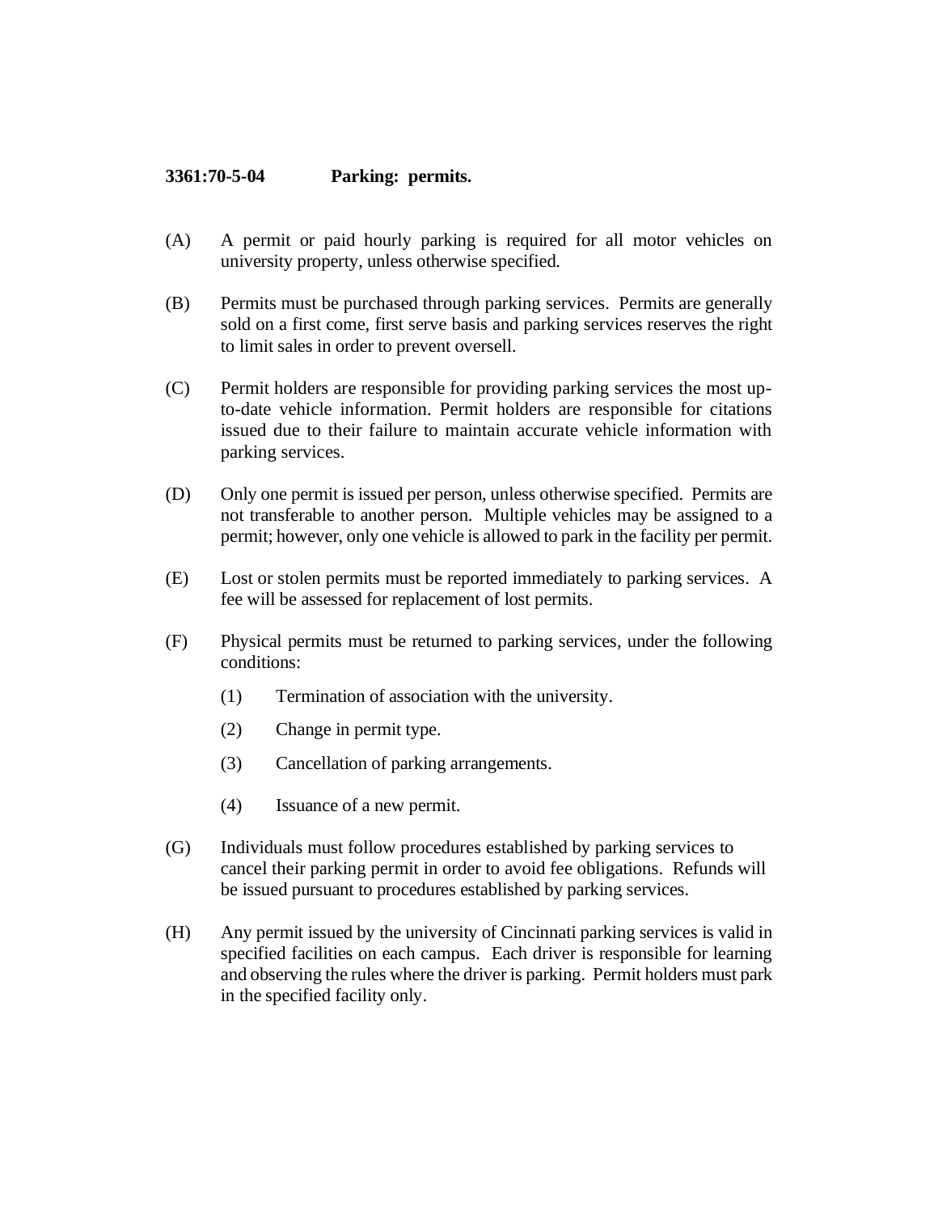**3361:70-5-04 Parking: permits.**

(A) A permit or paid hourly parking is required for all motor vehicles on university property, unless otherwise specified.

(B) Permits must be purchased through parking services. Permits are generally sold on a first come, first serve basis and parking services reserves the right to limit sales in order to prevent oversell.

(C) Permit holders are responsible for providing parking services the most up-to-date vehicle information. Permit holders are responsible for citations issued due to their failure to maintain accurate vehicle information with parking services.

(D) Only one permit is issued per person, unless otherwise specified. Permits are not transferable to another person. Multiple vehicles may be assigned to a permit; however, only one vehicle is allowed to park in the facility per permit.

(E) Lost or stolen permits must be reported immediately to parking services. A fee will be assessed for replacement of lost permits.

(F) Physical permits must be returned to parking services, under the following conditions:

  (1) Termination of association with the university.

  (2) Change in permit type.

  (3) Cancellation of parking arrangements.

  (4) Issuance of a new permit.

(G) Individuals must follow procedures established by parking services to cancel their parking permit in order to avoid fee obligations. Refunds will be issued pursuant to procedures established by parking services.

(H) Any permit issued by the university of Cincinnati parking services is valid in specified facilities on each campus. Each driver is responsible for learning and observing the rules where the driver is parking. Permit holders must park in the specified facility only.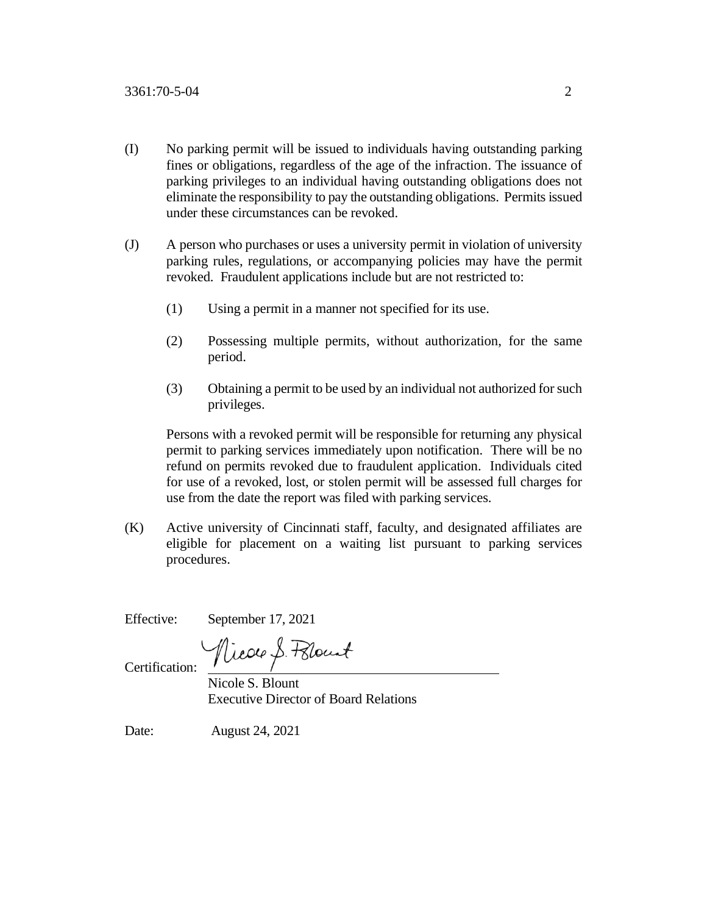(I) No parking permit will be issued to individuals having outstanding parking fines or obligations, regardless of the age of the infraction. The issuance of parking privileges to an individual having outstanding obligations does not eliminate the responsibility to pay the outstanding obligations. Permits issued under these circumstances can be revoked.

(J) A person who purchases or uses a university permit in violation of university parking rules, regulations, or accompanying policies may have the permit revoked. Fraudulent applications include but are not restricted to:

(1) Using a permit in a manner not specified for its use.

(2) Possessing multiple permits, without authorization, for the same period.

(3) Obtaining a permit to be used by an individual not authorized for such privileges.

Persons with a revoked permit will be responsible for returning any physical permit to parking services immediately upon notification. There will be no refund on permits revoked due to fraudulent application. Individuals cited for use of a revoked, lost, or stolen permit will be assessed full charges for use from the date the report was filed with parking services.

(K) Active university of Cincinnati staff, faculty, and designated affiliates are eligible for placement on a waiting list pursuant to parking services procedures.

Effective: September 17, 2021

Certification: Nicole S. Blount
Nicole S. Blount
Executive Director of Board Relations

Date: August 24, 2021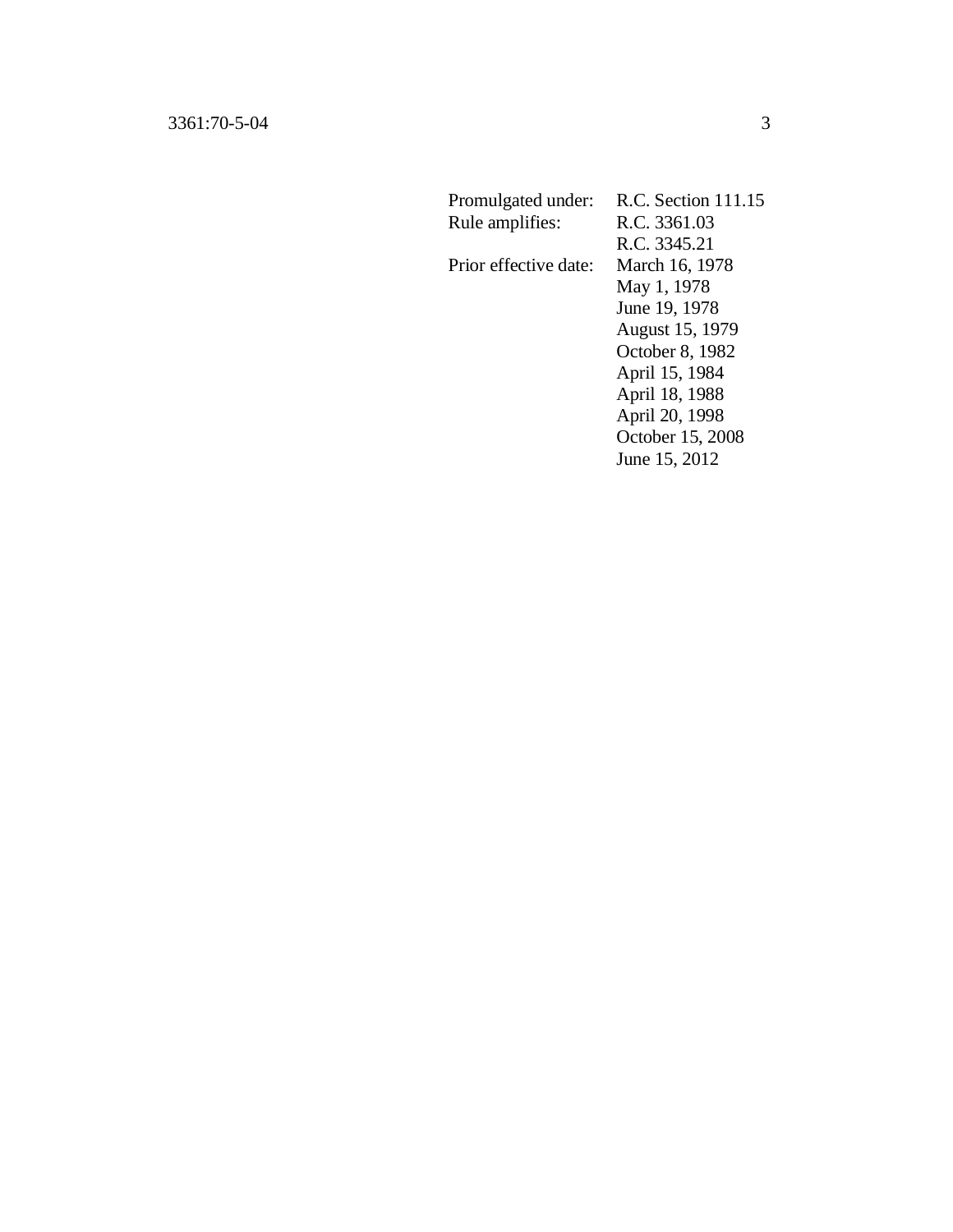| | |
|---|---|
| Promulgated under: | R.C. Section 111.15 |
| Rule amplifies: | R.C. 3361.03 |
| | R.C. 3345.21 |
| Prior effective date: | March 16, 1978 |
| | May 1, 1978 |
| | June 19, 1978 |
| | August 15, 1979 |
| | October 8, 1982 |
| | April 15, 1984 |
| | April 18, 1988 |
| | April 20, 1998 |
| | October 15, 2008 |
| | June 15, 2012 |